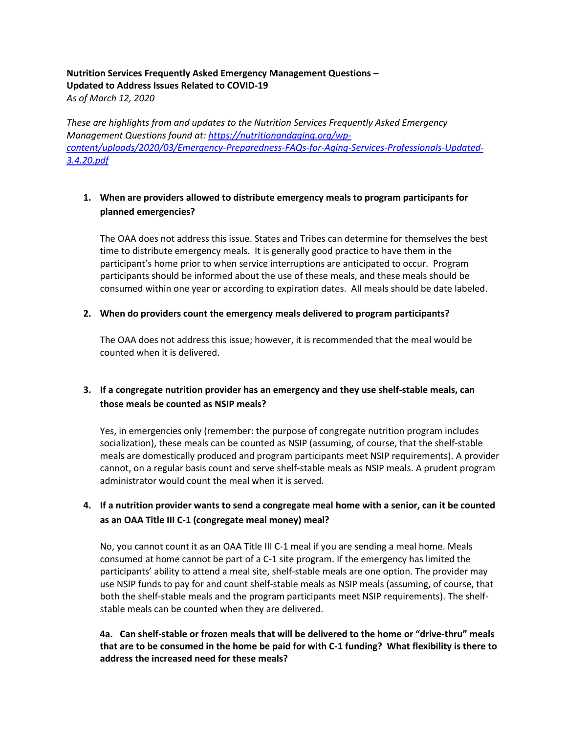**Nutrition Services Frequently Asked Emergency Management Questions – Updated to Address Issues Related to COVID-19**

*As of March 12, 2020*

*These are highlights from and updates to the Nutrition Services Frequently Asked Emergency Management Questions found at: [https://nutritionandaging.org/wp-content/uploads/2020/03/Emergency-Preparedness-FAQs-for-Aging-Services-Professionals-Updated-3.4.20.pdf](https://nutritionandaging.org/wp-content/uploads/2020/03/Emergency-Preparedness-FAQs-for-Aging-Services-Professionals-Updated-3.4.20.pdf)*

1. **When are providers allowed to distribute emergency meals to program participants for planned emergencies?**

   The OAA does not address this issue. States and Tribes can determine for themselves the best time to distribute emergency meals. It is generally good practice to have them in the participant's home prior to when service interruptions are anticipated to occur. Program participants should be informed about the use of these meals, and these meals should be consumed within one year or according to expiration dates. All meals should be date labeled.

2. **When do providers count the emergency meals delivered to program participants?**

   The OAA does not address this issue; however, it is recommended that the meal would be counted when it is delivered.

3. **If a congregate nutrition provider has an emergency and they use shelf-stable meals, can those meals be counted as NSIP meals?**

   Yes, in emergencies only (remember: the purpose of congregate nutrition program includes socialization), these meals can be counted as NSIP (assuming, of course, that the shelf-stable meals are domestically produced and program participants meet NSIP requirements). A provider cannot, on a regular basis count and serve shelf-stable meals as NSIP meals. A prudent program administrator would count the meal when it is served.

4. **If a nutrition provider wants to send a congregate meal home with a senior, can it be counted as an OAA Title III C-1 (congregate meal money) meal?**

   No, you cannot count it as an OAA Title III C-1 meal if you are sending a meal home. Meals consumed at home cannot be part of a C-1 site program. If the emergency has limited the participants' ability to attend a meal site, shelf-stable meals are one option. The provider may use NSIP funds to pay for and count shelf-stable meals as NSIP meals (assuming, of course, that both the shelf-stable meals and the program participants meet NSIP requirements). The shelf-stable meals can be counted when they are delivered.

   **4a. Can shelf-stable or frozen meals that will be delivered to the home or "drive-thru" meals that are to be consumed in the home be paid for with C-1 funding? What flexibility is there to address the increased need for these meals?**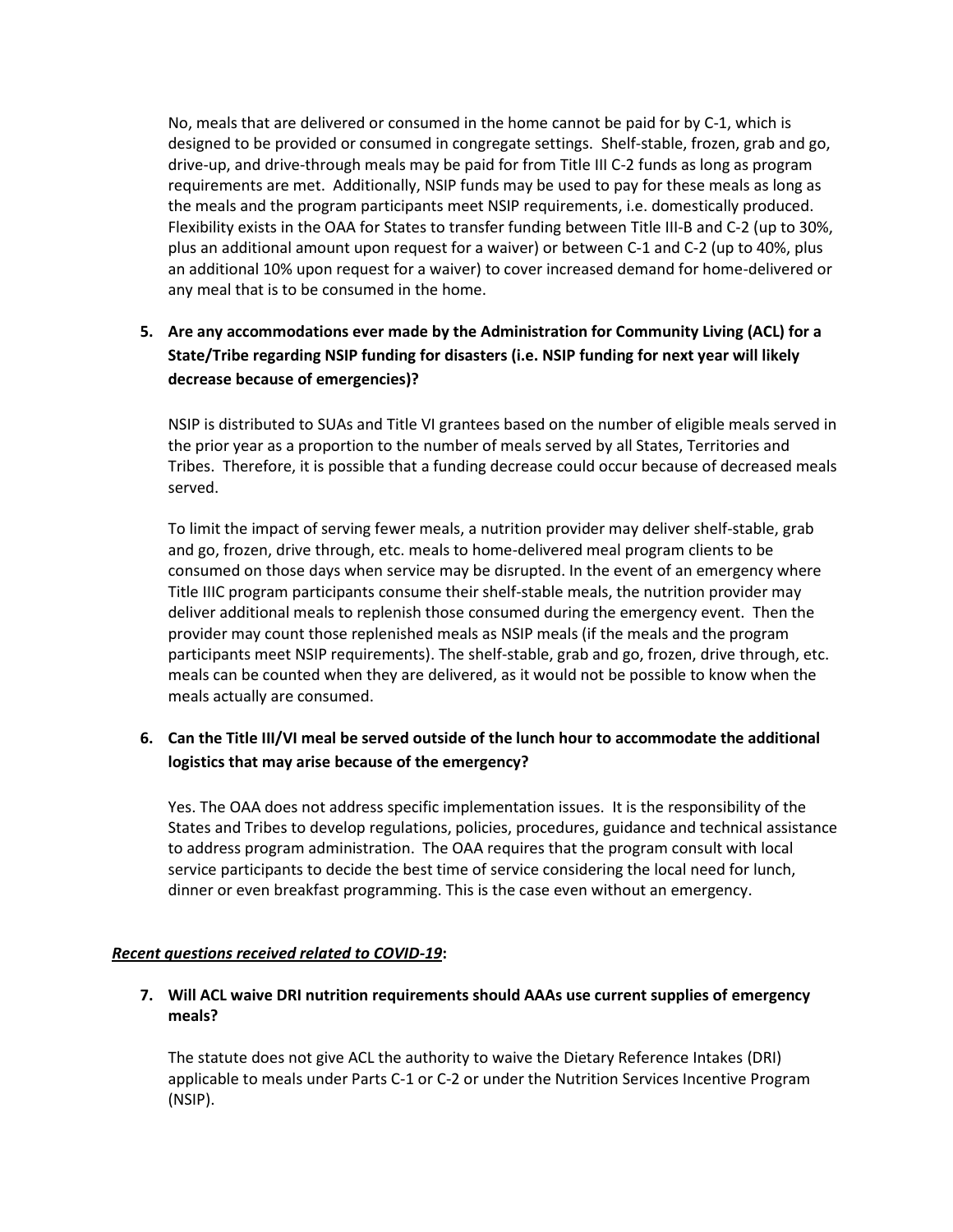No, meals that are delivered or consumed in the home cannot be paid for by C-1, which is designed to be provided or consumed in congregate settings. Shelf-stable, frozen, grab and go, drive-up, and drive-through meals may be paid for from Title III C-2 funds as long as program requirements are met. Additionally, NSIP funds may be used to pay for these meals as long as the meals and the program participants meet NSIP requirements, i.e. domestically produced. Flexibility exists in the OAA for States to transfer funding between Title III-B and C-2 (up to 30%, plus an additional amount upon request for a waiver) or between C-1 and C-2 (up to 40%, plus an additional 10% upon request for a waiver) to cover increased demand for home-delivered or any meal that is to be consumed in the home.

5. **Are any accommodations ever made by the Administration for Community Living (ACL) for a State/Tribe regarding NSIP funding for disasters (i.e. NSIP funding for next year will likely decrease because of emergencies)?**

   NSIP is distributed to SUAs and Title VI grantees based on the number of eligible meals served in the prior year as a proportion to the number of meals served by all States, Territories and Tribes. Therefore, it is possible that a funding decrease could occur because of decreased meals served.

   To limit the impact of serving fewer meals, a nutrition provider may deliver shelf-stable, grab and go, frozen, drive through, etc. meals to home-delivered meal program clients to be consumed on those days when service may be disrupted. In the event of an emergency where Title IIIC program participants consume their shelf-stable meals, the nutrition provider may deliver additional meals to replenish those consumed during the emergency event. Then the provider may count those replenished meals as NSIP meals (if the meals and the program participants meet NSIP requirements). The shelf-stable, grab and go, frozen, drive through, etc. meals can be counted when they are delivered, as it would not be possible to know when the meals actually are consumed.

6. **Can the Title III/VI meal be served outside of the lunch hour to accommodate the additional logistics that may arise because of the emergency?**

   Yes. The OAA does not address specific implementation issues. It is the responsibility of the States and Tribes to develop regulations, policies, procedures, guidance and technical assistance to address program administration. The OAA requires that the program consult with local service participants to decide the best time of service considering the local need for lunch, dinner or even breakfast programming. This is the case even without an emergency.

***<u>Recent questions received related to COVID-19</u>*:**

7. **Will ACL waive DRI nutrition requirements should AAAs use current supplies of emergency meals?**

   The statute does not give ACL the authority to waive the Dietary Reference Intakes (DRI) applicable to meals under Parts C-1 or C-2 or under the Nutrition Services Incentive Program (NSIP).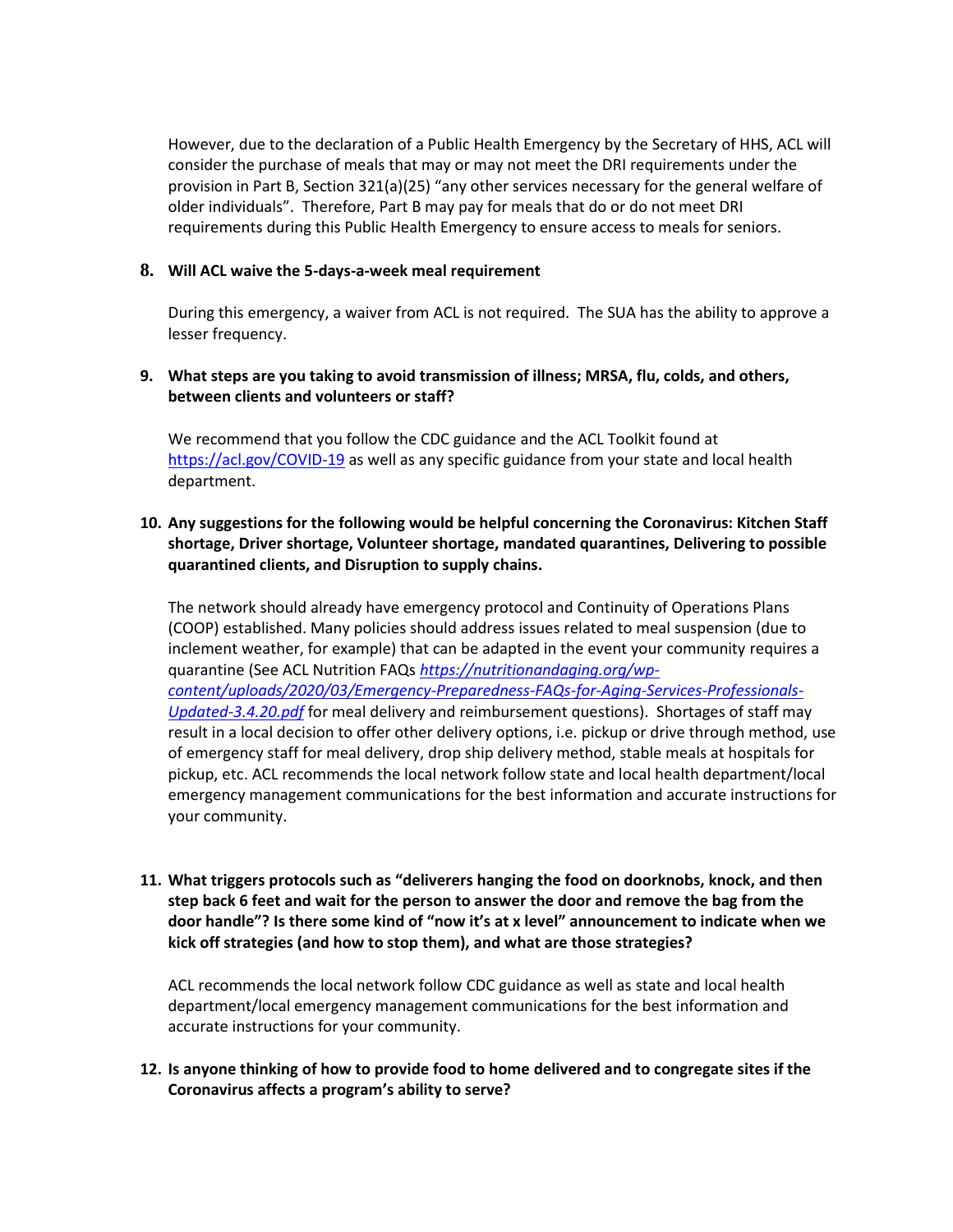However, due to the declaration of a Public Health Emergency by the Secretary of HHS, ACL will consider the purchase of meals that may or may not meet the DRI requirements under the provision in Part B, Section 321(a)(25) "any other services necessary for the general welfare of older individuals". Therefore, Part B may pay for meals that do or do not meet DRI requirements during this Public Health Emergency to ensure access to meals for seniors.

8. **Will ACL waive the 5-days-a-week meal requirement**

   During this emergency, a waiver from ACL is not required. The SUA has the ability to approve a lesser frequency.

9. **What steps are you taking to avoid transmission of illness; MRSA, flu, colds, and others, between clients and volunteers or staff?**

   We recommend that you follow the CDC guidance and the ACL Toolkit found at https://acl.gov/COVID-19 as well as any specific guidance from your state and local health department.

10. **Any suggestions for the following would be helpful concerning the Coronavirus: Kitchen Staff shortage, Driver shortage, Volunteer shortage, mandated quarantines, Delivering to possible quarantined clients, and Disruption to supply chains.**

    The network should already have emergency protocol and Continuity of Operations Plans (COOP) established. Many policies should address issues related to meal suspension (due to inclement weather, for example) that can be adapted in the event your community requires a quarantine (See ACL Nutrition FAQs *https://nutritionandaging.org/wp-content/uploads/2020/03/Emergency-Preparedness-FAQs-for-Aging-Services-Professionals-Updated-3.4.20.pdf* for meal delivery and reimbursement questions). Shortages of staff may result in a local decision to offer other delivery options, i.e. pickup or drive through method, use of emergency staff for meal delivery, drop ship delivery method, stable meals at hospitals for pickup, etc. ACL recommends the local network follow state and local health department/local emergency management communications for the best information and accurate instructions for your community.

11. **What triggers protocols such as "deliverers hanging the food on doorknobs, knock, and then step back 6 feet and wait for the person to answer the door and remove the bag from the door handle"? Is there some kind of "now it's at x level" announcement to indicate when we kick off strategies (and how to stop them), and what are those strategies?**

    ACL recommends the local network follow CDC guidance as well as state and local health department/local emergency management communications for the best information and accurate instructions for your community.

12. **Is anyone thinking of how to provide food to home delivered and to congregate sites if the Coronavirus affects a program's ability to serve?**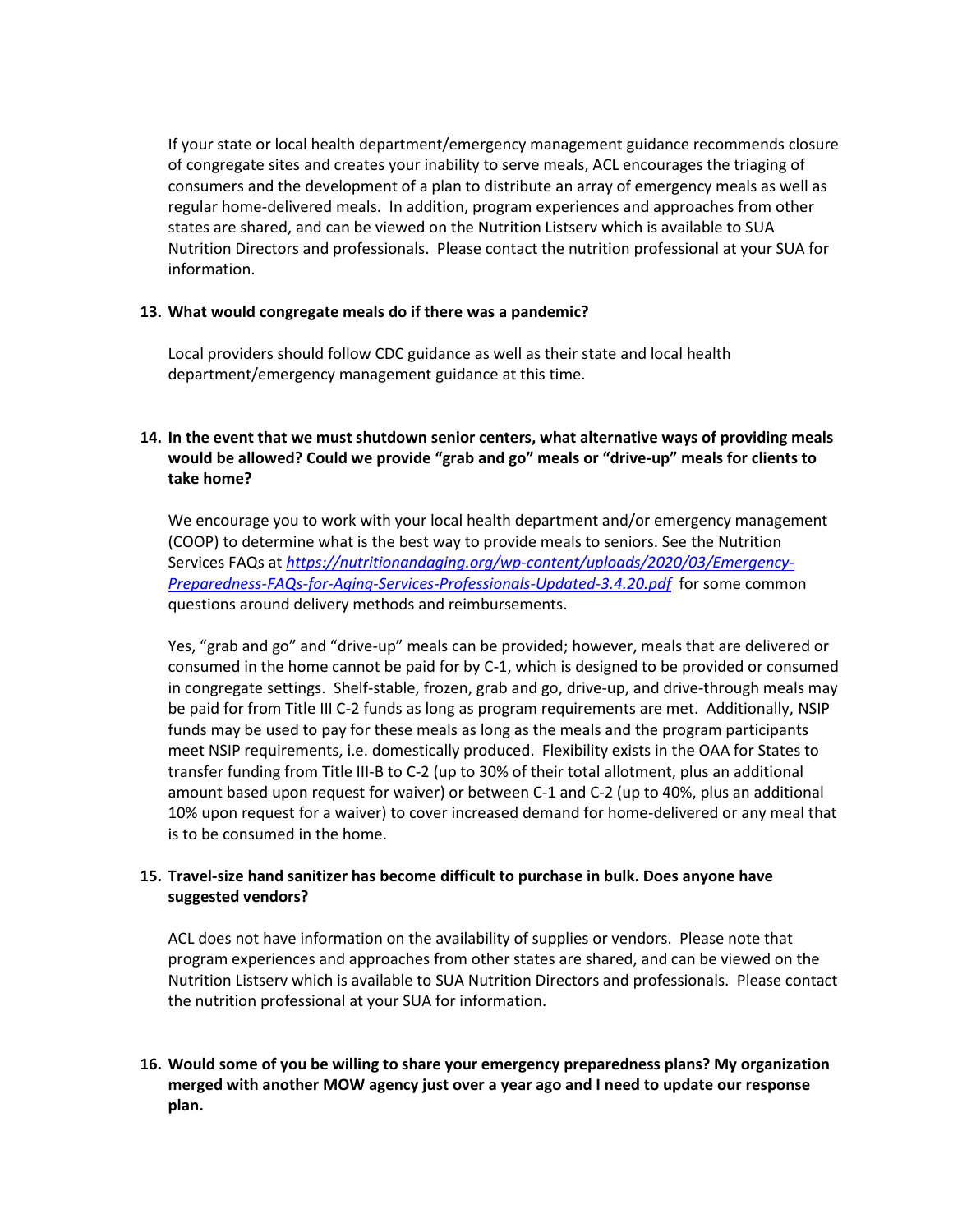If your state or local health department/emergency management guidance recommends closure of congregate sites and creates your inability to serve meals, ACL encourages the triaging of consumers and the development of a plan to distribute an array of emergency meals as well as regular home-delivered meals. In addition, program experiences and approaches from other states are shared, and can be viewed on the Nutrition Listserv which is available to SUA Nutrition Directors and professionals. Please contact the nutrition professional at your SUA for information.

**13. What would congregate meals do if there was a pandemic?**

Local providers should follow CDC guidance as well as their state and local health department/emergency management guidance at this time.

**14. In the event that we must shutdown senior centers, what alternative ways of providing meals would be allowed? Could we provide "grab and go" meals or "drive-up" meals for clients to take home?**

We encourage you to work with your local health department and/or emergency management (COOP) to determine what is the best way to provide meals to seniors. See the Nutrition Services FAQs at [https://nutritionandaging.org/wp-content/uploads/2020/03/Emergency-Preparedness-FAQs-for-Aging-Services-Professionals-Updated-3.4.20.pdf](https://nutritionandaging.org/wp-content/uploads/2020/03/Emergency-Preparedness-FAQs-for-Aging-Services-Professionals-Updated-3.4.20.pdf) for some common questions around delivery methods and reimbursements.

Yes, "grab and go" and "drive-up" meals can be provided; however, meals that are delivered or consumed in the home cannot be paid for by C-1, which is designed to be provided or consumed in congregate settings. Shelf-stable, frozen, grab and go, drive-up, and drive-through meals may be paid for from Title III C-2 funds as long as program requirements are met. Additionally, NSIP funds may be used to pay for these meals as long as the meals and the program participants meet NSIP requirements, i.e. domestically produced. Flexibility exists in the OAA for States to transfer funding from Title III-B to C-2 (up to 30% of their total allotment, plus an additional amount based upon request for waiver) or between C-1 and C-2 (up to 40%, plus an additional 10% upon request for a waiver) to cover increased demand for home-delivered or any meal that is to be consumed in the home.

**15. Travel-size hand sanitizer has become difficult to purchase in bulk. Does anyone have suggested vendors?**

ACL does not have information on the availability of supplies or vendors. Please note that program experiences and approaches from other states are shared, and can be viewed on the Nutrition Listserv which is available to SUA Nutrition Directors and professionals. Please contact the nutrition professional at your SUA for information.

**16. Would some of you be willing to share your emergency preparedness plans? My organization merged with another MOW agency just over a year ago and I need to update our response plan.**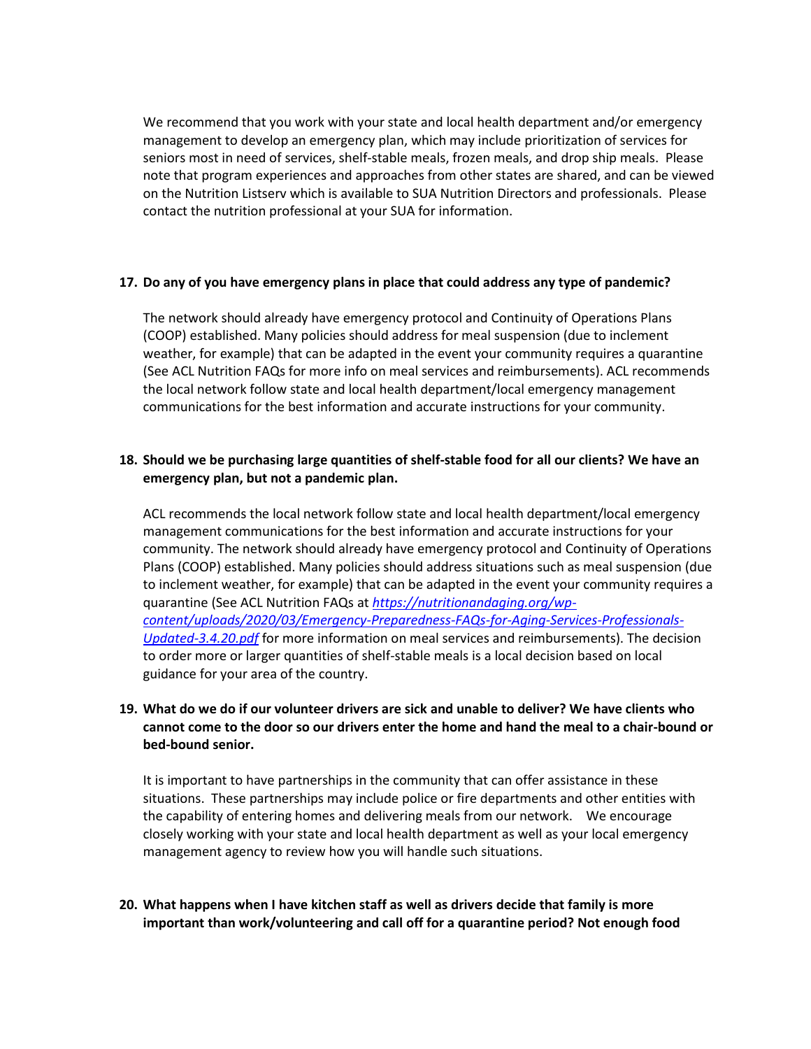We recommend that you work with your state and local health department and/or emergency management to develop an emergency plan, which may include prioritization of services for seniors most in need of services, shelf-stable meals, frozen meals, and drop ship meals. Please note that program experiences and approaches from other states are shared, and can be viewed on the Nutrition Listserv which is available to SUA Nutrition Directors and professionals. Please contact the nutrition professional at your SUA for information.

**17. Do any of you have emergency plans in place that could address any type of pandemic?**

The network should already have emergency protocol and Continuity of Operations Plans (COOP) established. Many policies should address for meal suspension (due to inclement weather, for example) that can be adapted in the event your community requires a quarantine (See ACL Nutrition FAQs for more info on meal services and reimbursements). ACL recommends the local network follow state and local health department/local emergency management communications for the best information and accurate instructions for your community.

**18. Should we be purchasing large quantities of shelf-stable food for all our clients? We have an emergency plan, but not a pandemic plan.**

ACL recommends the local network follow state and local health department/local emergency management communications for the best information and accurate instructions for your community. The network should already have emergency protocol and Continuity of Operations Plans (COOP) established. Many policies should address situations such as meal suspension (due to inclement weather, for example) that can be adapted in the event your community requires a quarantine (See ACL Nutrition FAQs at *https://nutritionandaging.org/wp-content/uploads/2020/03/Emergency-Preparedness-FAQs-for-Aging-Services-Professionals-Updated-3.4.20.pdf* for more information on meal services and reimbursements). The decision to order more or larger quantities of shelf-stable meals is a local decision based on local guidance for your area of the country.

**19. What do we do if our volunteer drivers are sick and unable to deliver? We have clients who cannot come to the door so our drivers enter the home and hand the meal to a chair-bound or bed-bound senior.**

It is important to have partnerships in the community that can offer assistance in these situations. These partnerships may include police or fire departments and other entities with the capability of entering homes and delivering meals from our network. We encourage closely working with your state and local health department as well as your local emergency management agency to review how you will handle such situations.

**20. What happens when I have kitchen staff as well as drivers decide that family is more important than work/volunteering and call off for a quarantine period? Not enough food**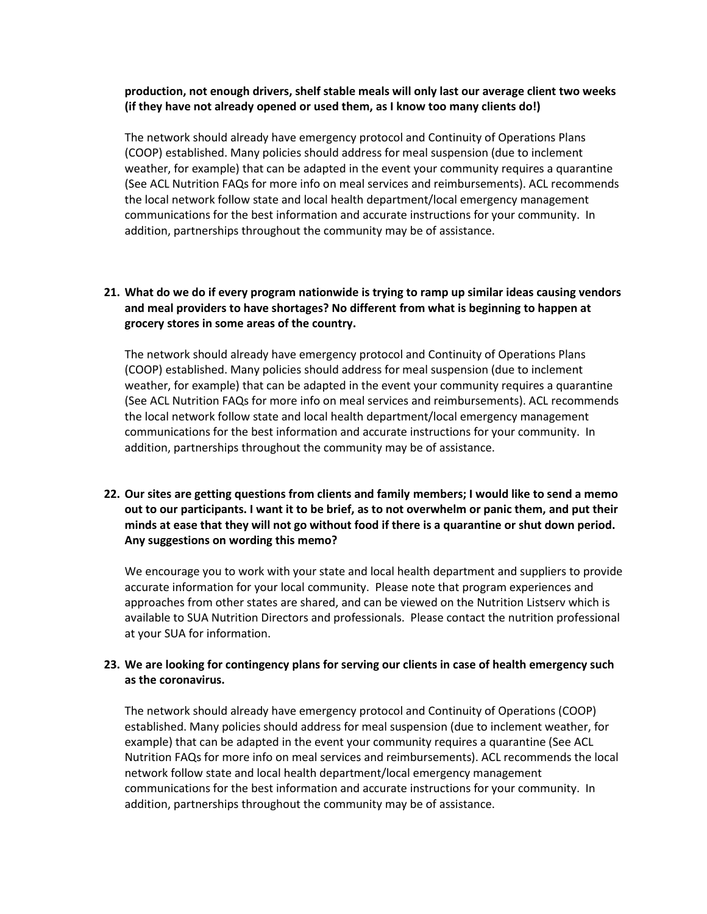**production, not enough drivers, shelf stable meals will only last our average client two weeks (if they have not already opened or used them, as I know too many clients do!)**

The network should already have emergency protocol and Continuity of Operations Plans (COOP) established. Many policies should address for meal suspension (due to inclement weather, for example) that can be adapted in the event your community requires a quarantine (See ACL Nutrition FAQs for more info on meal services and reimbursements). ACL recommends the local network follow state and local health department/local emergency management communications for the best information and accurate instructions for your community. In addition, partnerships throughout the community may be of assistance.

21. **What do we do if every program nationwide is trying to ramp up similar ideas causing vendors and meal providers to have shortages? No different from what is beginning to happen at grocery stores in some areas of the country.**

    The network should already have emergency protocol and Continuity of Operations Plans (COOP) established. Many policies should address for meal suspension (due to inclement weather, for example) that can be adapted in the event your community requires a quarantine (See ACL Nutrition FAQs for more info on meal services and reimbursements). ACL recommends the local network follow state and local health department/local emergency management communications for the best information and accurate instructions for your community. In addition, partnerships throughout the community may be of assistance.

22. **Our sites are getting questions from clients and family members; I would like to send a memo out to our participants. I want it to be brief, as to not overwhelm or panic them, and put their minds at ease that they will not go without food if there is a quarantine or shut down period. Any suggestions on wording this memo?**

    We encourage you to work with your state and local health department and suppliers to provide accurate information for your local community. Please note that program experiences and approaches from other states are shared, and can be viewed on the Nutrition Listserv which is available to SUA Nutrition Directors and professionals. Please contact the nutrition professional at your SUA for information.

23. **We are looking for contingency plans for serving our clients in case of health emergency such as the coronavirus.**

    The network should already have emergency protocol and Continuity of Operations (COOP) established. Many policies should address for meal suspension (due to inclement weather, for example) that can be adapted in the event your community requires a quarantine (See ACL Nutrition FAQs for more info on meal services and reimbursements). ACL recommends the local network follow state and local health department/local emergency management communications for the best information and accurate instructions for your community. In addition, partnerships throughout the community may be of assistance.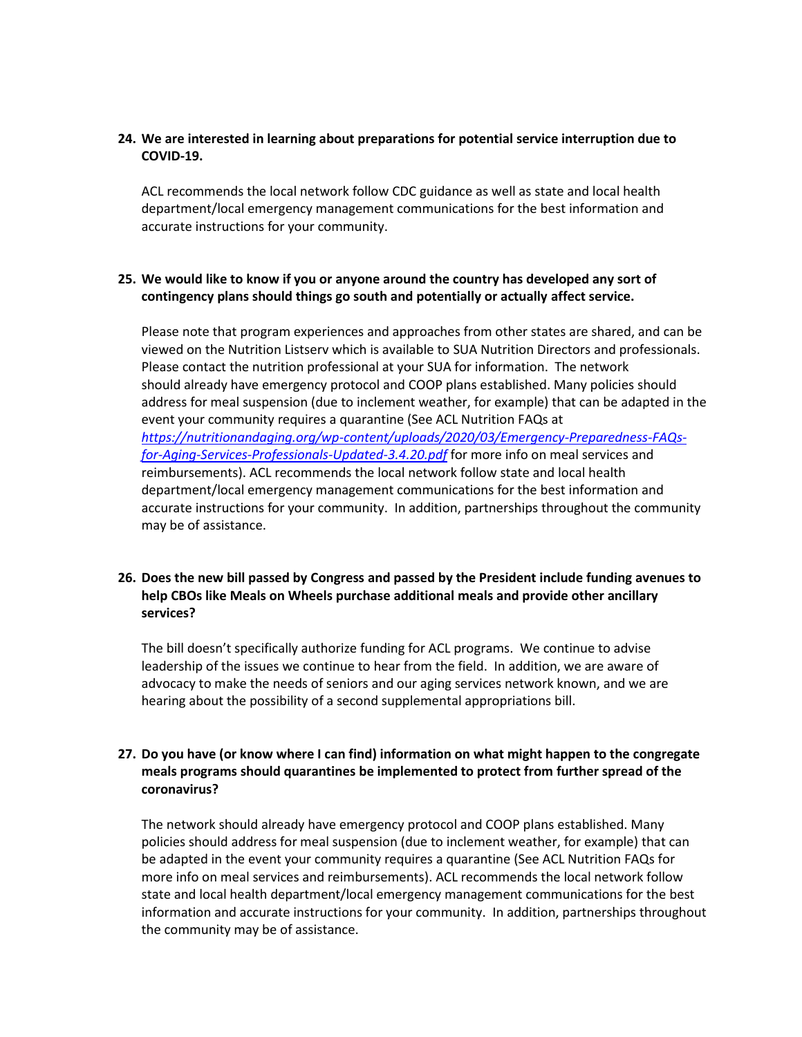**24. We are interested in learning about preparations for potential service interruption due to COVID-19.**

ACL recommends the local network follow CDC guidance as well as state and local health department/local emergency management communications for the best information and accurate instructions for your community.

**25. We would like to know if you or anyone around the country has developed any sort of contingency plans should things go south and potentially or actually affect service.**

Please note that program experiences and approaches from other states are shared, and can be viewed on the Nutrition Listserv which is available to SUA Nutrition Directors and professionals. Please contact the nutrition professional at your SUA for information. The network should already have emergency protocol and COOP plans established. Many policies should address for meal suspension (due to inclement weather, for example) that can be adapted in the event your community requires a quarantine (See ACL Nutrition FAQs at *https://nutritionandaging.org/wp-content/uploads/2020/03/Emergency-Preparedness-FAQs-for-Aging-Services-Professionals-Updated-3.4.20.pdf* for more info on meal services and reimbursements). ACL recommends the local network follow state and local health department/local emergency management communications for the best information and accurate instructions for your community. In addition, partnerships throughout the community may be of assistance.

**26. Does the new bill passed by Congress and passed by the President include funding avenues to help CBOs like Meals on Wheels purchase additional meals and provide other ancillary services?**

The bill doesn't specifically authorize funding for ACL programs. We continue to advise leadership of the issues we continue to hear from the field. In addition, we are aware of advocacy to make the needs of seniors and our aging services network known, and we are hearing about the possibility of a second supplemental appropriations bill.

**27. Do you have (or know where I can find) information on what might happen to the congregate meals programs should quarantines be implemented to protect from further spread of the coronavirus?**

The network should already have emergency protocol and COOP plans established. Many policies should address for meal suspension (due to inclement weather, for example) that can be adapted in the event your community requires a quarantine (See ACL Nutrition FAQs for more info on meal services and reimbursements). ACL recommends the local network follow state and local health department/local emergency management communications for the best information and accurate instructions for your community. In addition, partnerships throughout the community may be of assistance.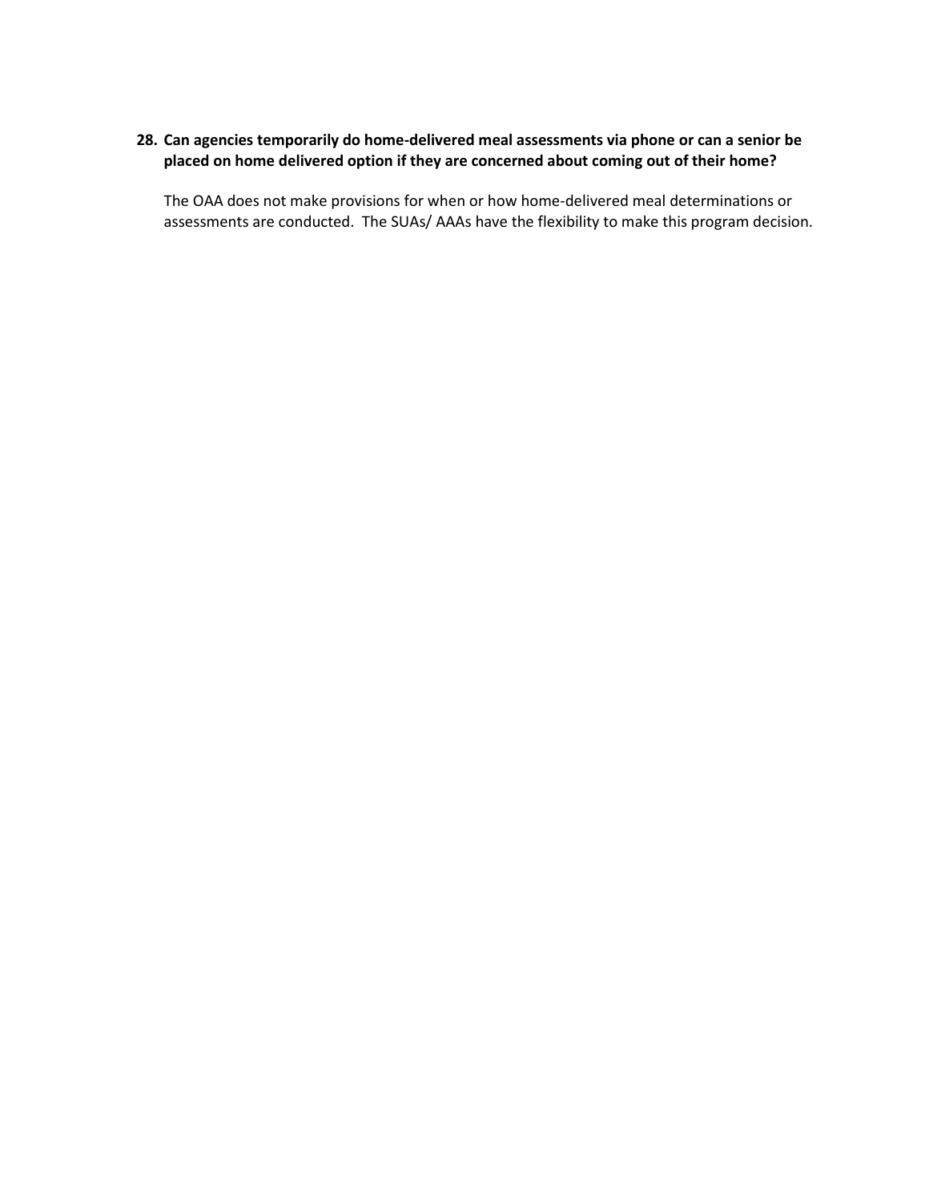**28. Can agencies temporarily do home-delivered meal assessments via phone or can a senior be placed on home delivered option if they are concerned about coming out of their home?**

The OAA does not make provisions for when or how home-delivered meal determinations or assessments are conducted. The SUAs/ AAAs have the flexibility to make this program decision.